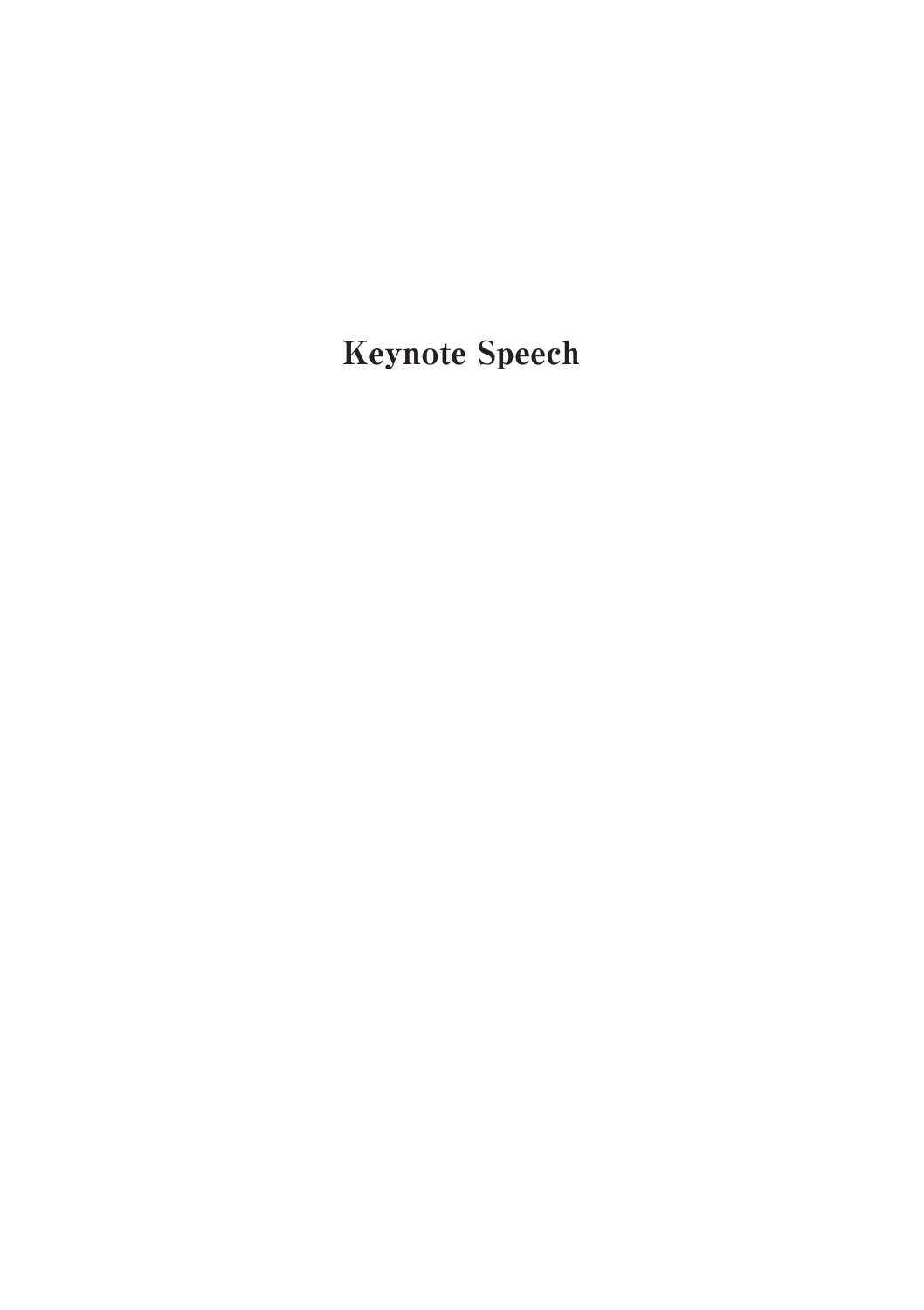# Keynote Speech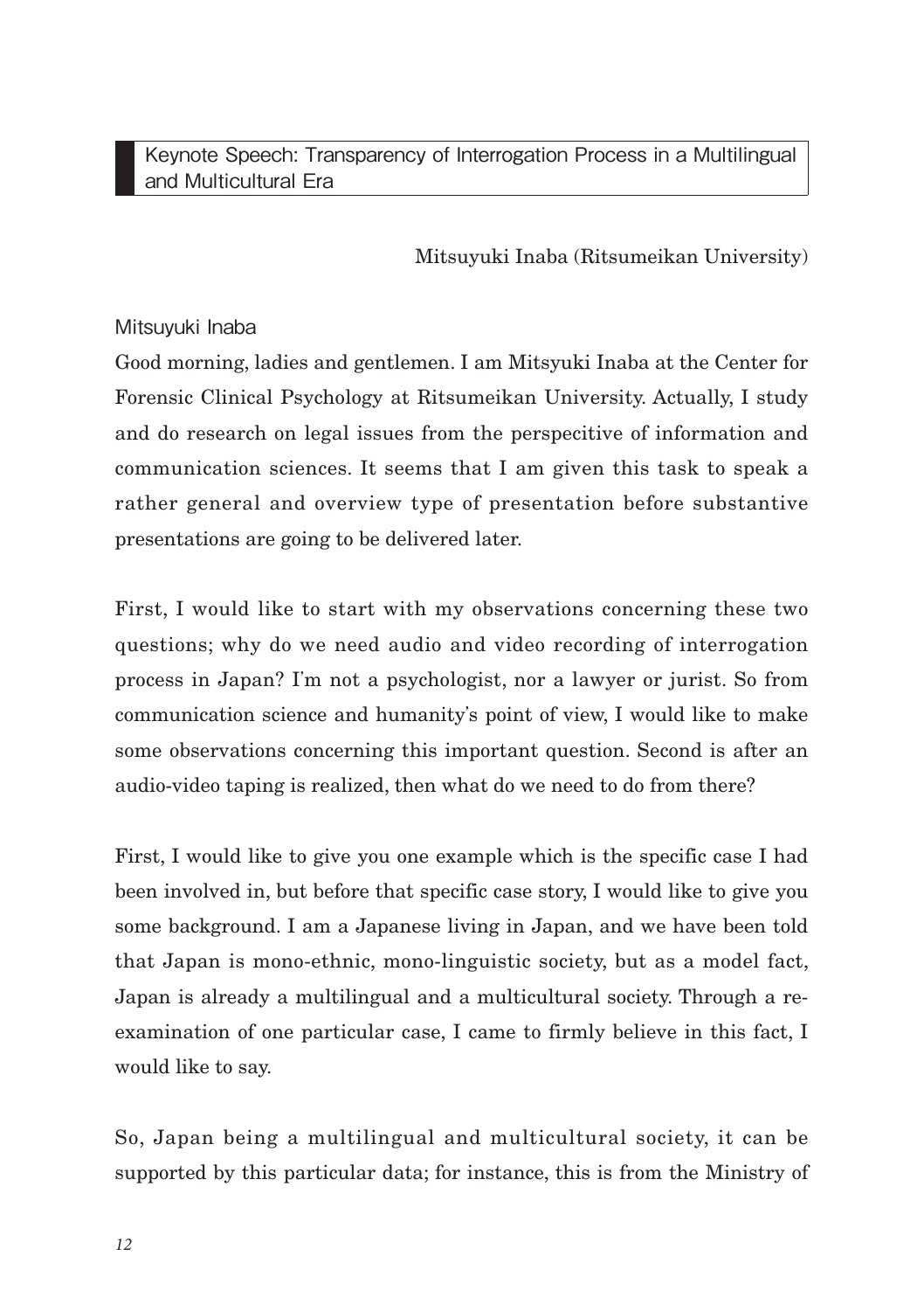## Keynote Speech: Transparency of Interrogation Process in a Multilingual and Multicultural Era

Mitsuyuki Inaba (Ritsumeikan University)

Mitsuyuki Inaba

Good morning, ladies and gentlemen. I am Mitsyuki Inaba at the Center for Forensic Clinical Psychology at Ritsumeikan University. Actually, I study and do research on legal issues from the perspecitive of information and communication sciences. It seems that I am given this task to speak a rather general and overview type of presentation before substantive presentations are going to be delivered later.

First, I would like to start with my observations concerning these two questions; why do we need audio and video recording of interrogation process in Japan? I'm not a psychologist, nor a lawyer or jurist. So from communication science and humanity's point of view, I would like to make some observations concerning this important question. Second is after an audio-video taping is realized, then what do we need to do from there?

First, I would like to give you one example which is the specific case I had been involved in, but before that specific case story, I would like to give you some background. I am a Japanese living in Japan, and we have been told that Japan is mono-ethnic, mono-linguistic society, but as a model fact, Japan is already a multilingual and a multicultural society. Through a re-examination of one particular case, I came to firmly believe in this fact, I would like to say.

So, Japan being a multilingual and multicultural society, it can be supported by this particular data; for instance, this is from the Ministry of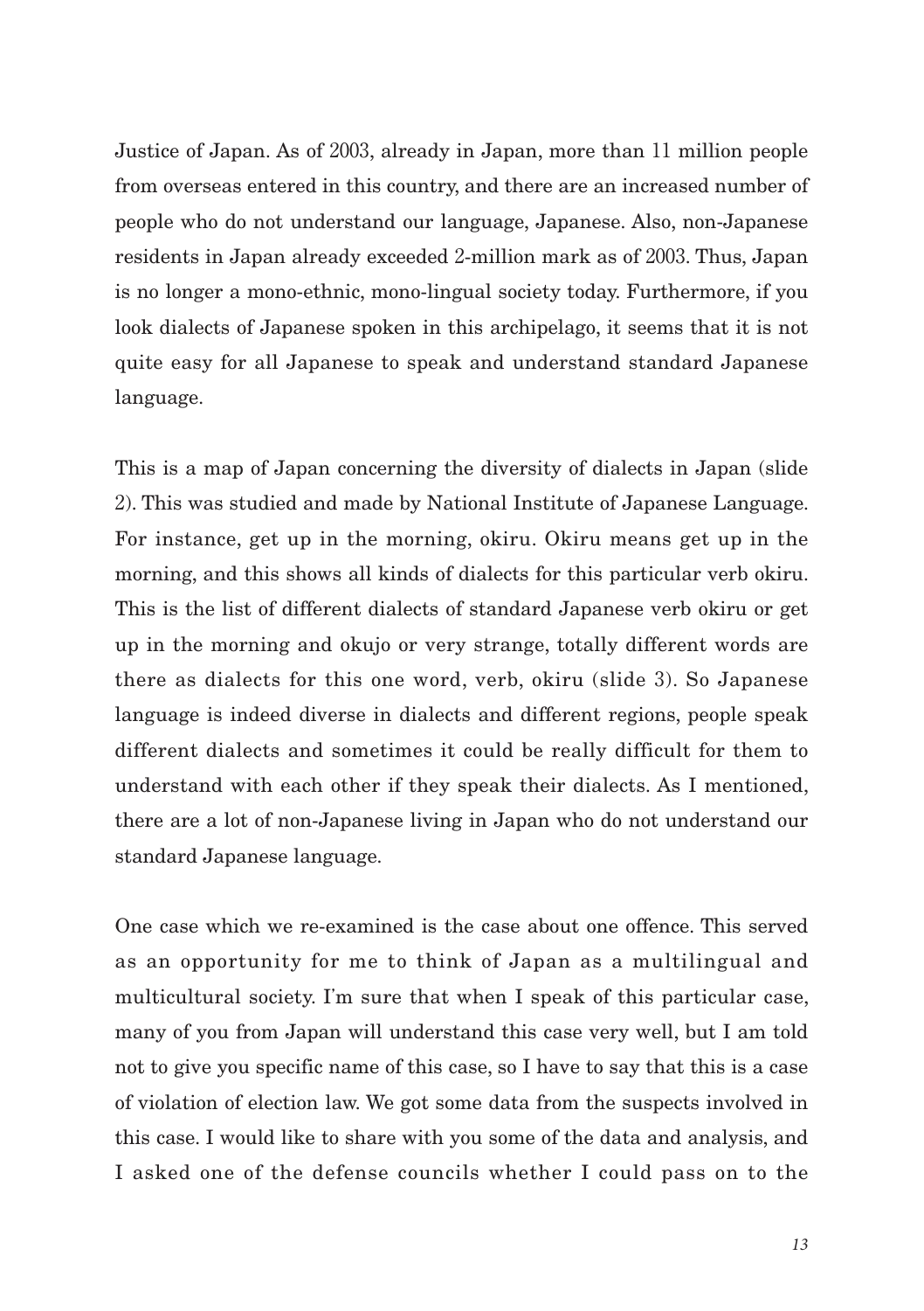Justice of Japan. As of 2003, already in Japan, more than 11 million people from overseas entered in this country, and there are an increased number of people who do not understand our language, Japanese. Also, non-Japanese residents in Japan already exceeded 2-million mark as of 2003. Thus, Japan is no longer a mono-ethnic, mono-lingual society today. Furthermore, if you look dialects of Japanese spoken in this archipelago, it seems that it is not quite easy for all Japanese to speak and understand standard Japanese language.

This is a map of Japan concerning the diversity of dialects in Japan (slide 2). This was studied and made by National Institute of Japanese Language. For instance, get up in the morning, okiru. Okiru means get up in the morning, and this shows all kinds of dialects for this particular verb okiru. This is the list of different dialects of standard Japanese verb okiru or get up in the morning and okujo or very strange, totally different words are there as dialects for this one word, verb, okiru (slide 3). So Japanese language is indeed diverse in dialects and different regions, people speak different dialects and sometimes it could be really difficult for them to understand with each other if they speak their dialects. As I mentioned, there are a lot of non-Japanese living in Japan who do not understand our standard Japanese language.

One case which we re-examined is the case about one offence. This served as an opportunity for me to think of Japan as a multilingual and multicultural society. I'm sure that when I speak of this particular case, many of you from Japan will understand this case very well, but I am told not to give you specific name of this case, so I have to say that this is a case of violation of election law. We got some data from the suspects involved in this case. I would like to share with you some of the data and analysis, and I asked one of the defense councils whether I could pass on to the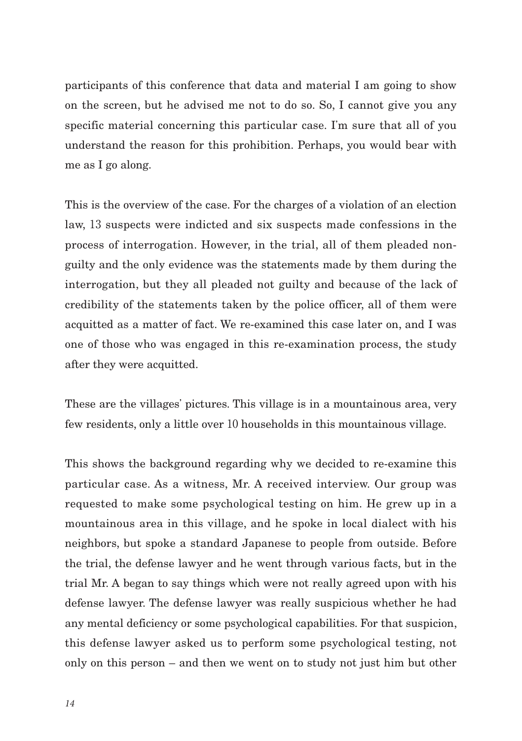participants of this conference that data and material I am going to show on the screen, but he advised me not to do so. So, I cannot give you any specific material concerning this particular case. I'm sure that all of you understand the reason for this prohibition. Perhaps, you would bear with me as I go along.

This is the overview of the case. For the charges of a violation of an election law, 13 suspects were indicted and six suspects made confessions in the process of interrogation. However, in the trial, all of them pleaded non-guilty and the only evidence was the statements made by them during the interrogation, but they all pleaded not guilty and because of the lack of credibility of the statements taken by the police officer, all of them were acquitted as a matter of fact. We re-examined this case later on, and I was one of those who was engaged in this re-examination process, the study after they were acquitted.

These are the villages' pictures. This village is in a mountainous area, very few residents, only a little over 10 households in this mountainous village.

This shows the background regarding why we decided to re-examine this particular case. As a witness, Mr. A received interview. Our group was requested to make some psychological testing on him. He grew up in a mountainous area in this village, and he spoke in local dialect with his neighbors, but spoke a standard Japanese to people from outside. Before the trial, the defense lawyer and he went through various facts, but in the trial Mr. A began to say things which were not really agreed upon with his defense lawyer. The defense lawyer was really suspicious whether he had any mental deficiency or some psychological capabilities. For that suspicion, this defense lawyer asked us to perform some psychological testing, not only on this person – and then we went on to study not just him but other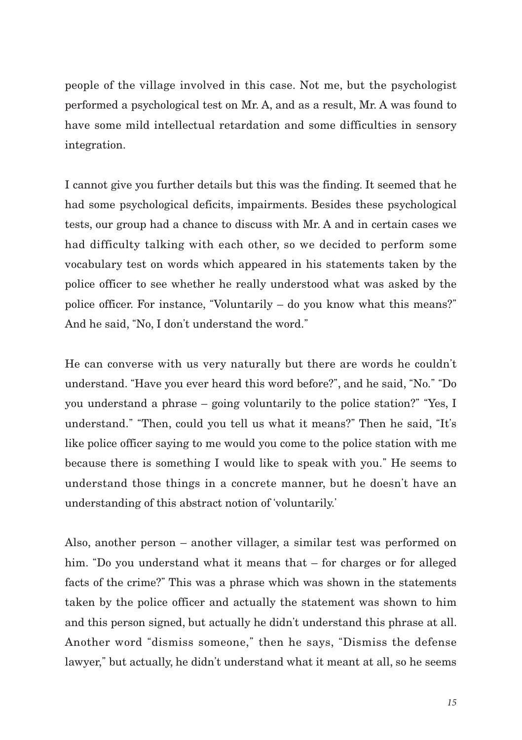people of the village involved in this case. Not me, but the psychologist performed a psychological test on Mr. A, and as a result, Mr. A was found to have some mild intellectual retardation and some difficulties in sensory integration.

I cannot give you further details but this was the finding. It seemed that he had some psychological deficits, impairments. Besides these psychological tests, our group had a chance to discuss with Mr. A and in certain cases we had difficulty talking with each other, so we decided to perform some vocabulary test on words which appeared in his statements taken by the police officer to see whether he really understood what was asked by the police officer. For instance, "Voluntarily – do you know what this means?" And he said, "No, I don't understand the word."

He can converse with us very naturally but there are words he couldn't understand. "Have you ever heard this word before?", and he said, "No." "Do you understand a phrase – going voluntarily to the police station?" "Yes, I understand." "Then, could you tell us what it means?" Then he said, "It's like police officer saying to me would you come to the police station with me because there is something I would like to speak with you." He seems to understand those things in a concrete manner, but he doesn't have an understanding of this abstract notion of 'voluntarily.'

Also, another person – another villager, a similar test was performed on him. "Do you understand what it means that – for charges or for alleged facts of the crime?" This was a phrase which was shown in the statements taken by the police officer and actually the statement was shown to him and this person signed, but actually he didn't understand this phrase at all. Another word "dismiss someone," then he says, "Dismiss the defense lawyer," but actually, he didn't understand what it meant at all, so he seems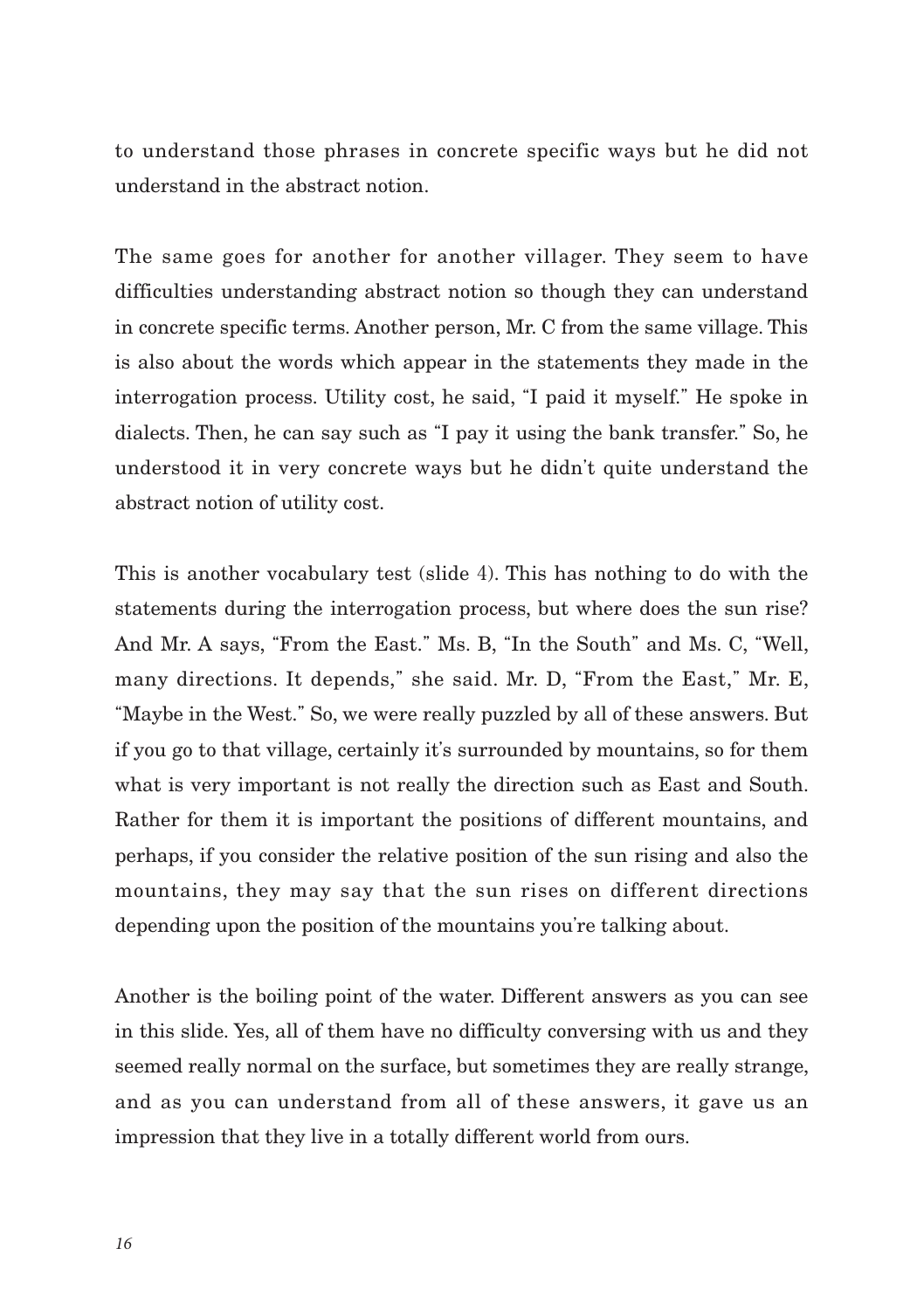to understand those phrases in concrete specific ways but he did not understand in the abstract notion.

The same goes for another for another villager. They seem to have difficulties understanding abstract notion so though they can understand in concrete specific terms. Another person, Mr. C from the same village. This is also about the words which appear in the statements they made in the interrogation process. Utility cost, he said, "I paid it myself." He spoke in dialects. Then, he can say such as "I pay it using the bank transfer." So, he understood it in very concrete ways but he didn't quite understand the abstract notion of utility cost.

This is another vocabulary test (slide 4). This has nothing to do with the statements during the interrogation process, but where does the sun rise? And Mr. A says, "From the East." Ms. B, "In the South" and Ms. C, "Well, many directions. It depends," she said. Mr. D, "From the East," Mr. E, "Maybe in the West." So, we were really puzzled by all of these answers. But if you go to that village, certainly it's surrounded by mountains, so for them what is very important is not really the direction such as East and South. Rather for them it is important the positions of different mountains, and perhaps, if you consider the relative position of the sun rising and also the mountains, they may say that the sun rises on different directions depending upon the position of the mountains you're talking about.

Another is the boiling point of the water. Different answers as you can see in this slide. Yes, all of them have no difficulty conversing with us and they seemed really normal on the surface, but sometimes they are really strange, and as you can understand from all of these answers, it gave us an impression that they live in a totally different world from ours.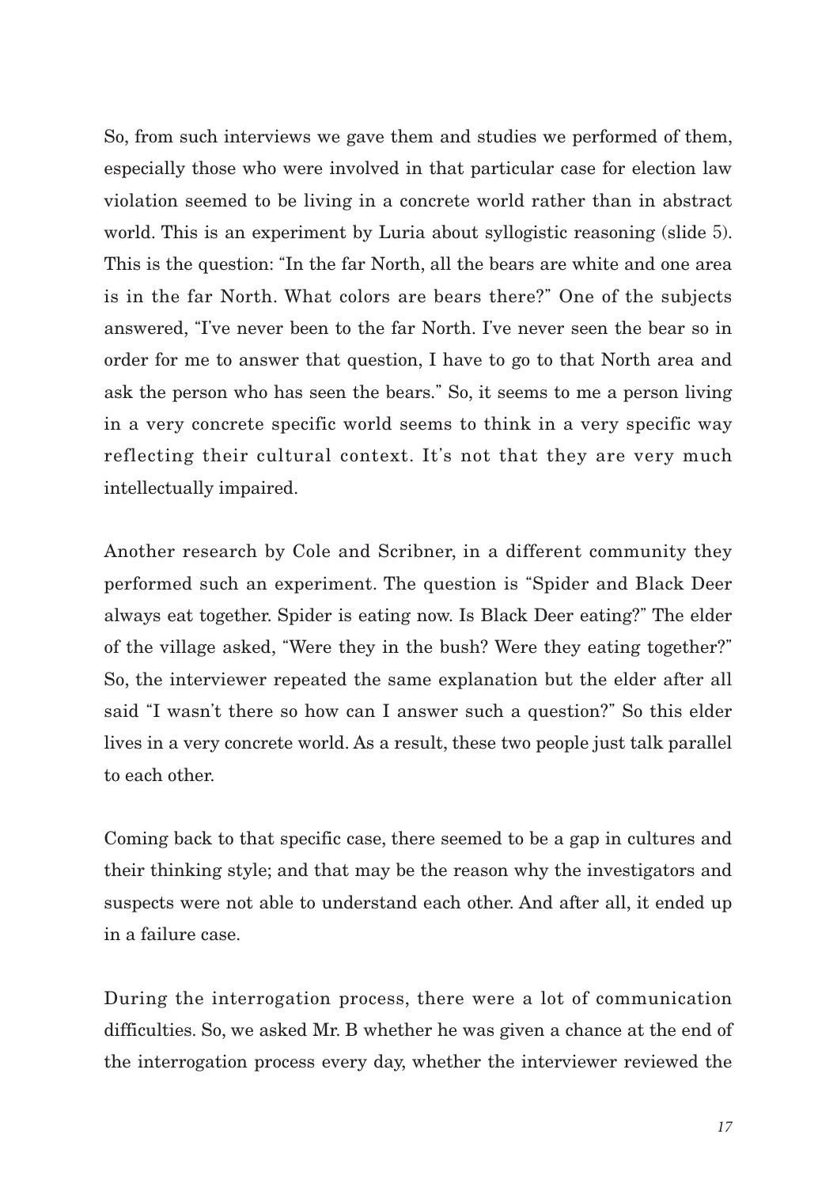So, from such interviews we gave them and studies we performed of them, especially those who were involved in that particular case for election law violation seemed to be living in a concrete world rather than in abstract world. This is an experiment by Luria about syllogistic reasoning (slide 5). This is the question: "In the far North, all the bears are white and one area is in the far North. What colors are bears there?" One of the subjects answered, "I've never been to the far North. I've never seen the bear so in order for me to answer that question, I have to go to that North area and ask the person who has seen the bears." So, it seems to me a person living in a very concrete specific world seems to think in a very specific way reflecting their cultural context. It's not that they are very much intellectually impaired.

Another research by Cole and Scribner, in a different community they performed such an experiment. The question is "Spider and Black Deer always eat together. Spider is eating now. Is Black Deer eating?" The elder of the village asked, "Were they in the bush? Were they eating together?" So, the interviewer repeated the same explanation but the elder after all said "I wasn't there so how can I answer such a question?" So this elder lives in a very concrete world. As a result, these two people just talk parallel to each other.

Coming back to that specific case, there seemed to be a gap in cultures and their thinking style; and that may be the reason why the investigators and suspects were not able to understand each other. And after all, it ended up in a failure case.

During the interrogation process, there were a lot of communication difficulties. So, we asked Mr. B whether he was given a chance at the end of the interrogation process every day, whether the interviewer reviewed the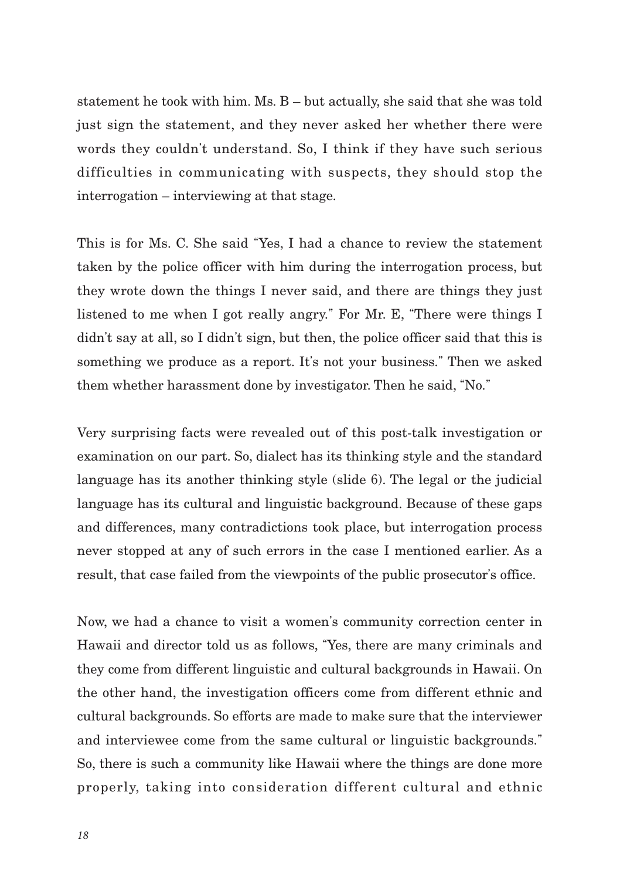statement he took with him. Ms. B – but actually, she said that she was told just sign the statement, and they never asked her whether there were words they couldn't understand. So, I think if they have such serious difficulties in communicating with suspects, they should stop the interrogation – interviewing at that stage.

This is for Ms. C. She said "Yes, I had a chance to review the statement taken by the police officer with him during the interrogation process, but they wrote down the things I never said, and there are things they just listened to me when I got really angry." For Mr. E, "There were things I didn't say at all, so I didn't sign, but then, the police officer said that this is something we produce as a report. It's not your business." Then we asked them whether harassment done by investigator. Then he said, "No."

Very surprising facts were revealed out of this post-talk investigation or examination on our part. So, dialect has its thinking style and the standard language has its another thinking style (slide 6). The legal or the judicial language has its cultural and linguistic background. Because of these gaps and differences, many contradictions took place, but interrogation process never stopped at any of such errors in the case I mentioned earlier. As a result, that case failed from the viewpoints of the public prosecutor's office.

Now, we had a chance to visit a women's community correction center in Hawaii and director told us as follows, "Yes, there are many criminals and they come from different linguistic and cultural backgrounds in Hawaii. On the other hand, the investigation officers come from different ethnic and cultural backgrounds. So efforts are made to make sure that the interviewer and interviewee come from the same cultural or linguistic backgrounds." So, there is such a community like Hawaii where the things are done more properly, taking into consideration different cultural and ethnic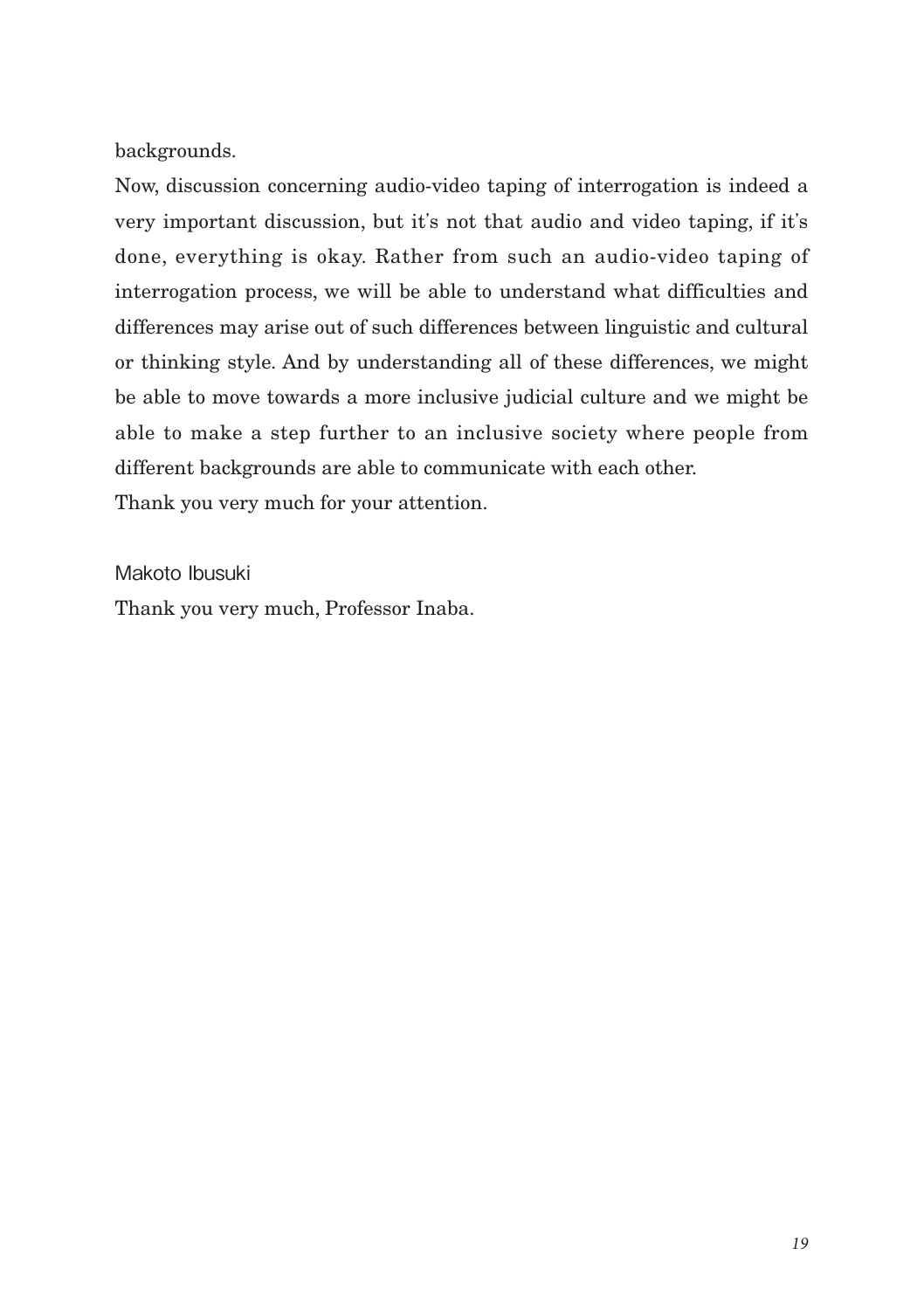backgrounds.

Now, discussion concerning audio-video taping of interrogation is indeed a very important discussion, but it's not that audio and video taping, if it's done, everything is okay. Rather from such an audio-video taping of interrogation process, we will be able to understand what difficulties and differences may arise out of such differences between linguistic and cultural or thinking style. And by understanding all of these differences, we might be able to move towards a more inclusive judicial culture and we might be able to make a step further to an inclusive society where people from different backgrounds are able to communicate with each other.

Thank you very much for your attention.

Makoto Ibusuki

Thank you very much, Professor Inaba.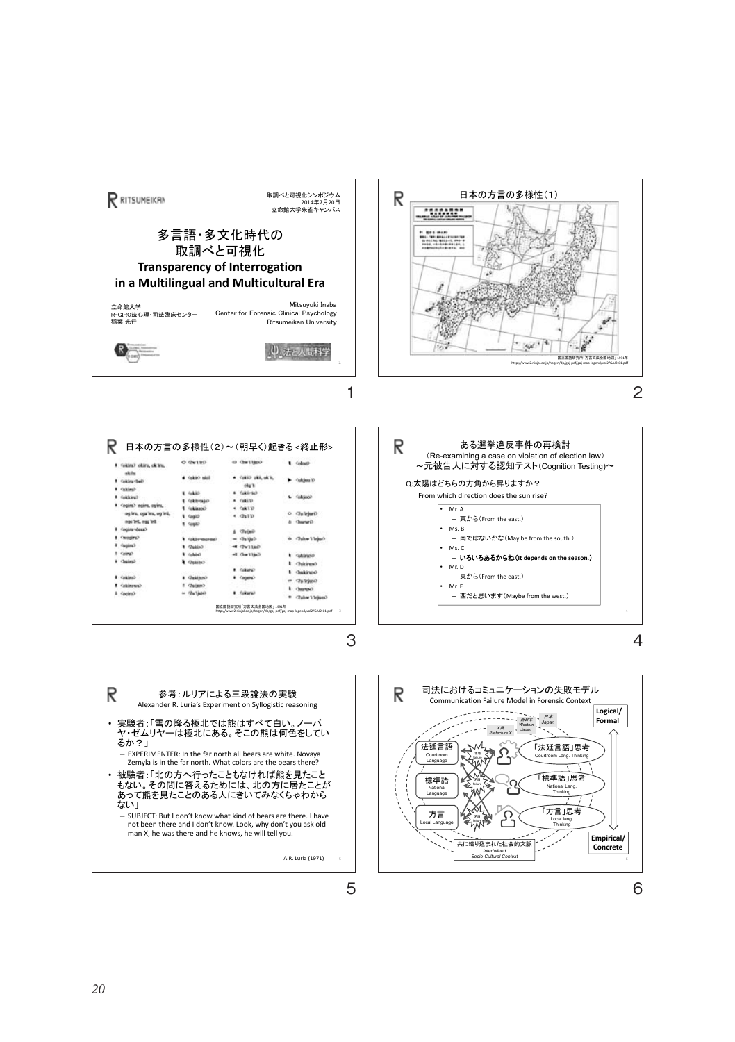## 1

RITSUMEIKAN

取調べと可視化シンポジウム
2014年7月20日
立命館大学朱雀キャンパス

# 多言語・多文化時代の取調べと可視化
# Transparency of Interrogation in a Multilingual and Multicultural Era

立命館大学
R-GIRO法心理・司法臨床センター
稲葉 光行

Mitsuyuki Inaba
Center for Forensic Clinical Psychology
Ritsumeikan University

## 2

### 日本の方言の多様性（1）

国立国語研究所「方言文法全国地図」1991年
http://www2.ninjal.ac.jp/hogen/dp/gaj-pdf/gaj-map-legend/vol2/GAJ2-61.pdf

## 3

### 日本の方言の多様性（2）～（朝早く）起きる <終止形>

国立国語研究所「方言文法全国地図」1991年
http://www2.ninjal.ac.jp/hogen/dp/gaj-pdf/gaj-map-legend/vol2/GAJ2-61.pdf

## 4

### ある選挙違反事件の再検討
(Re-examining a case on violation of election law)
～元被告人に対する認知テスト(Cognition Testing)～

Q:太陽はどちらの方角から昇りますか？
From which direction does the sun rise?

- Mr. A
  - 東から（From the east.）
- Ms. B
  - 南ではないかな（May be from the south.）
- Mr. C
  - **いろいろあるからね（It depends on the season.）**
- Mr. D
  - 東から（From the east.）
- Mr. E
  - 西だと思います（Maybe from the west.）

## 5

### 参考：ルリアによる三段論法の実験
Alexander R. Luria's Experiment on Syllogistic reasoning

- 実験者：「雪の降る極北では熊はすべて白い。ノーバヤ・ゼムリヤーは極北にある。そこの熊は何色をしているか？」
  - EXPERIMENTER: In the far north all bears are white. Novaya Zemyla is in the far north. What colors are the bears there?
- 被験者：「北の方へ行ったこともなければ熊を見たこともない。その問に答えるためには、北の方に居たことがあって熊を見たことのある人にきいてみなくちゃわからない」
  - SUBJECT: But I don't know what kind of bears are there. I have not been there and I don't know. Look, why don't you ask old man X, he was there and he knows, he will tell you.

A.R. Luria (1971)

## 6

### 司法におけるコミュニケーションの失敗モデル
Communication Failure Model in Forensic Context

日本 Japan
西日本 Western Japan
X県 Prefecture X

法廷言語 Courtroom Language
標準語 National Language
方言 Local Language

「法廷言語」思考 Courtroom Lang. Thinking
「標準語」思考 National Lang. Thinking
「方言」思考 Local lang. Thinking

共に織り込まれた社会的文脈 Intertwined Socio-Cultural Context

Logical/Formal
Empirical/Concrete